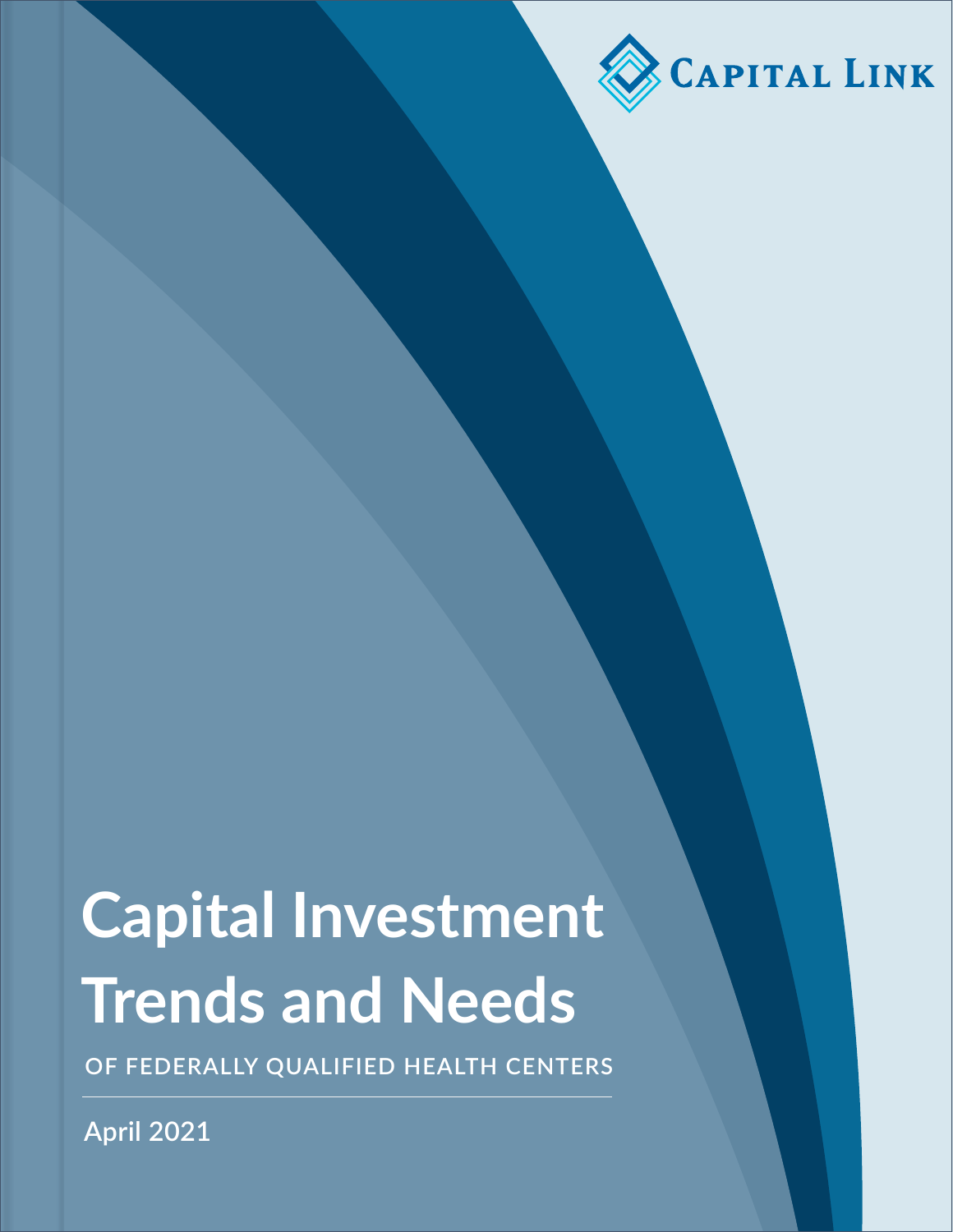Capital Link

# Capital Investment Trends and Needs

OF FEDERALLY QUALIFIED HEALTH CENTERS

April 2021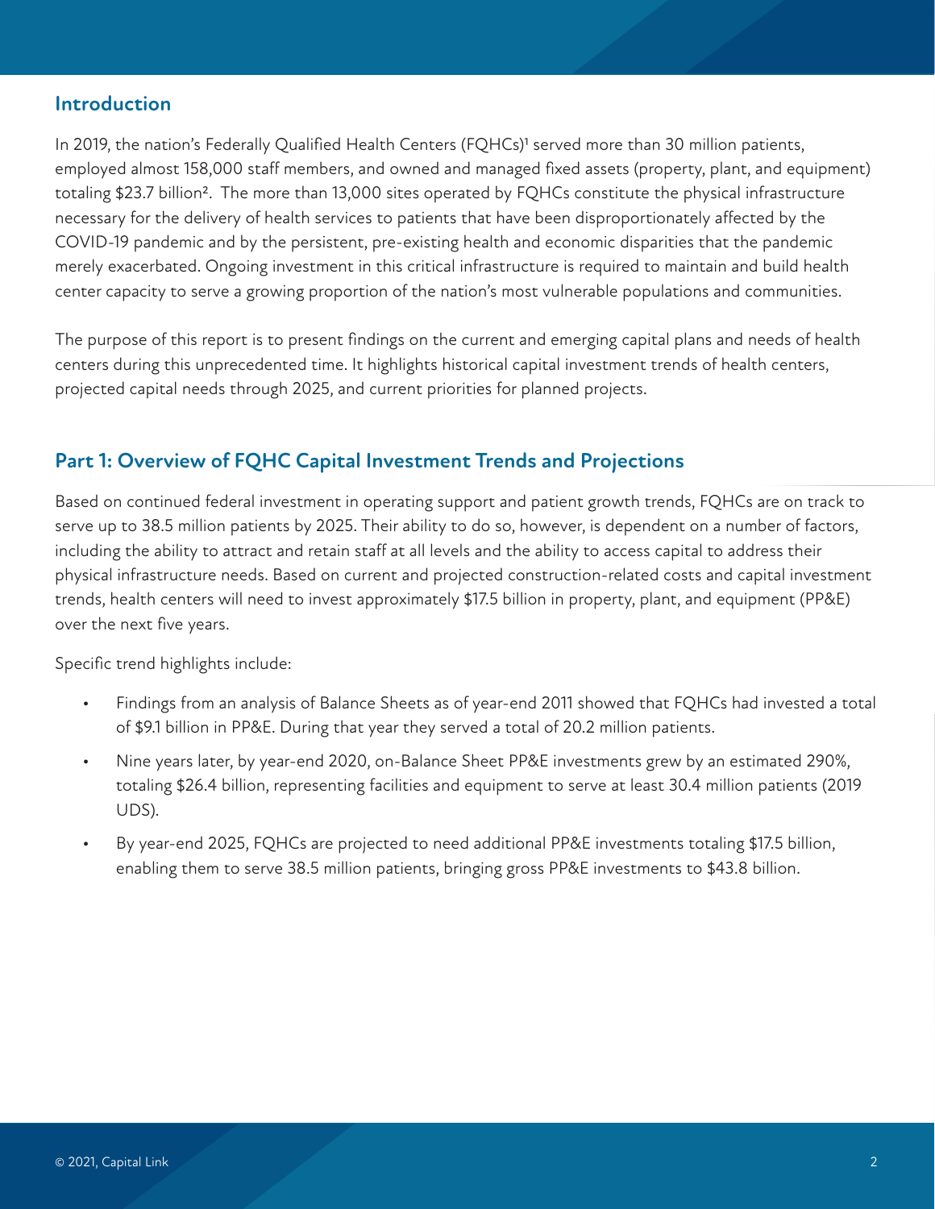## Introduction

In 2019, the nation's Federally Qualified Health Centers (FQHCs)[1] served more than 30 million patients, employed almost 158,000 staff members, and owned and managed fixed assets (property, plant, and equipment) totaling $23.7 billion[2]. The more than 13,000 sites operated by FQHCs constitute the physical infrastructure necessary for the delivery of health services to patients that have been disproportionately affected by the COVID-19 pandemic and by the persistent, pre-existing health and economic disparities that the pandemic merely exacerbated. Ongoing investment in this critical infrastructure is required to maintain and build health center capacity to serve a growing proportion of the nation's most vulnerable populations and communities.

The purpose of this report is to present findings on the current and emerging capital plans and needs of health centers during this unprecedented time. It highlights historical capital investment trends of health centers, projected capital needs through 2025, and current priorities for planned projects.

## Part 1: Overview of FQHC Capital Investment Trends and Projections

Based on continued federal investment in operating support and patient growth trends, FQHCs are on track to serve up to 38.5 million patients by 2025. Their ability to do so, however, is dependent on a number of factors, including the ability to attract and retain staff at all levels and the ability to access capital to address their physical infrastructure needs. Based on current and projected construction-related costs and capital investment trends, health centers will need to invest approximately $17.5 billion in property, plant, and equipment (PP&E) over the next five years.

Specific trend highlights include:

- Findings from an analysis of Balance Sheets as of year-end 2011 showed that FQHCs had invested a total of $9.1 billion in PP&E. During that year they served a total of 20.2 million patients.
- Nine years later, by year-end 2020, on-Balance Sheet PP&E investments grew by an estimated 290%, totaling $26.4 billion, representing facilities and equipment to serve at least 30.4 million patients (2019 UDS).
- By year-end 2025, FQHCs are projected to need additional PP&E investments totaling $17.5 billion, enabling them to serve 38.5 million patients, bringing gross PP&E investments to $43.8 billion.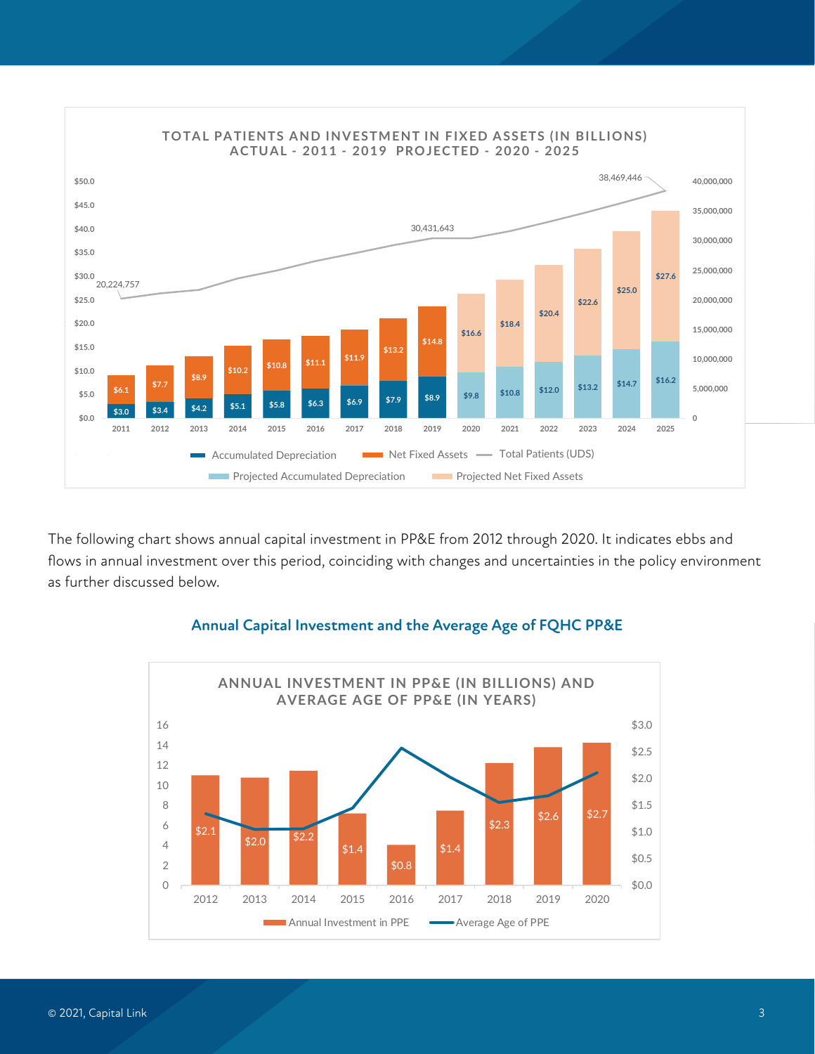**TOTAL PATIENTS AND INVESTMENT IN FIXED ASSETS (IN BILLIONS)**
**ACTUAL - 2011 - 2019 PROJECTED - 2020 - 2025**

| Year | Accumulated Depreciation | Net Fixed Assets |
|---|---|---|
| 2011 | $3.0 | $6.1 |
| 2012 | $3.4 | $7.7 |
| 2013 | $4.2 | $8.9 |
| 2014 | $5.1 | $10.2 |
| 2015 | $5.8 | $10.8 |
| 2016 | $6.3 | $11.1 |
| 2017 | $6.9 | $11.9 |
| 2018 | $7.9 | $13.2 |
| 2019 | $8.9 | $14.8 |
| 2020 | $9.8 | $16.6 |
| 2021 | $10.8 | $18.4 |
| 2022 | $12.0 | $20.4 |
| 2023 | $13.2 | $22.6 |
| 2024 | $14.7 | $25.0 |
| 2025 | $16.2 | $27.6 |

Total Patients (UDS): 20,224,757 (2011); 30,431,643 (2019); 38,469,446 (2025)

Legend: Accumulated Depreciation, Net Fixed Assets, Total Patients (UDS), Projected Accumulated Depreciation, Projected Net Fixed Assets

The following chart shows annual capital investment in PP&E from 2012 through 2020. It indicates ebbs and flows in annual investment over this period, coinciding with changes and uncertainties in the policy environment as further discussed below.

## Annual Capital Investment and the Average Age of FQHC PP&E

**ANNUAL INVESTMENT IN PP&E (IN BILLIONS) AND AVERAGE AGE OF PP&E (IN YEARS)**

| Year | Annual Investment in PPE |
|---|---|
| 2012 | $2.1 |
| 2013 | $2.0 |
| 2014 | $2.2 |
| 2015 | $1.4 |
| 2016 | $0.8 |
| 2017 | $1.4 |
| 2018 | $2.3 |
| 2019 | $2.6 |
| 2020 | $2.7 |

Legend: Annual Investment in PPE, Average Age of PPE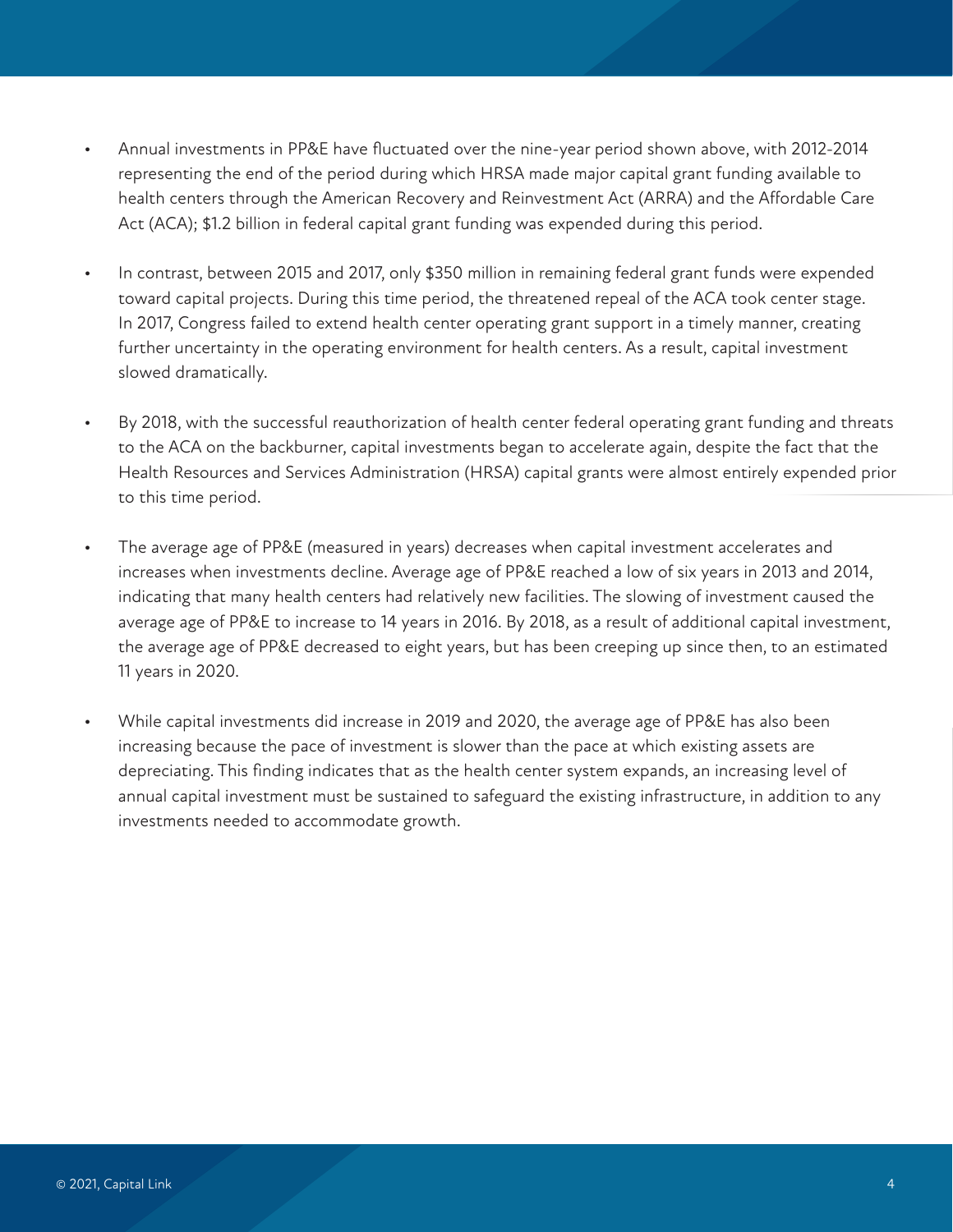- Annual investments in PP&E have fluctuated over the nine-year period shown above, with 2012-2014 representing the end of the period during which HRSA made major capital grant funding available to health centers through the American Recovery and Reinvestment Act (ARRA) and the Affordable Care Act (ACA); $1.2 billion in federal capital grant funding was expended during this period.

- In contrast, between 2015 and 2017, only $350 million in remaining federal grant funds were expended toward capital projects. During this time period, the threatened repeal of the ACA took center stage. In 2017, Congress failed to extend health center operating grant support in a timely manner, creating further uncertainty in the operating environment for health centers. As a result, capital investment slowed dramatically.

- By 2018, with the successful reauthorization of health center federal operating grant funding and threats to the ACA on the backburner, capital investments began to accelerate again, despite the fact that the Health Resources and Services Administration (HRSA) capital grants were almost entirely expended prior to this time period.

- The average age of PP&E (measured in years) decreases when capital investment accelerates and increases when investments decline. Average age of PP&E reached a low of six years in 2013 and 2014, indicating that many health centers had relatively new facilities. The slowing of investment caused the average age of PP&E to increase to 14 years in 2016. By 2018, as a result of additional capital investment, the average age of PP&E decreased to eight years, but has been creeping up since then, to an estimated 11 years in 2020.

- While capital investments did increase in 2019 and 2020, the average age of PP&E has also been increasing because the pace of investment is slower than the pace at which existing assets are depreciating. This finding indicates that as the health center system expands, an increasing level of annual capital investment must be sustained to safeguard the existing infrastructure, in addition to any investments needed to accommodate growth.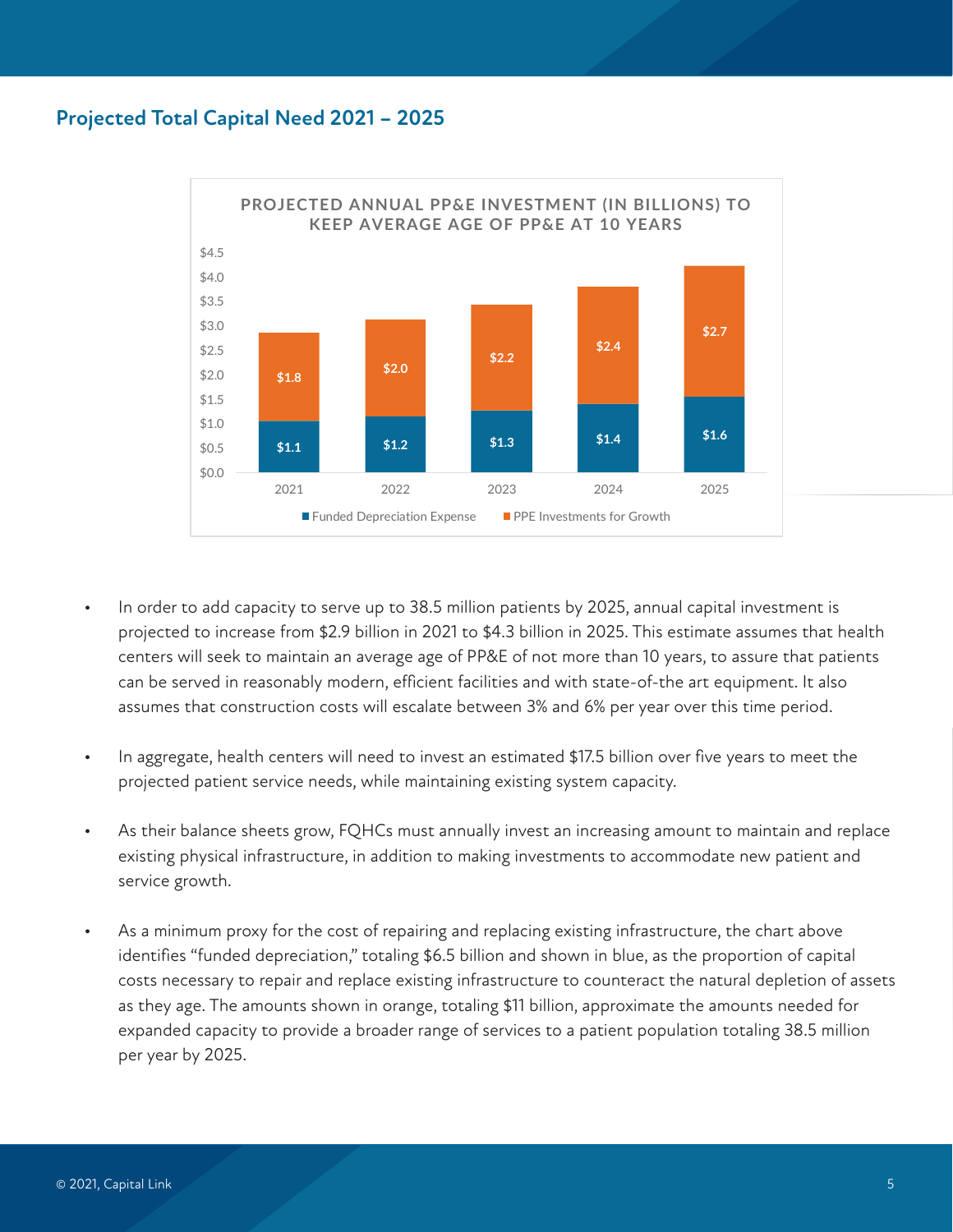## Projected Total Capital Need 2021 – 2025

**PROJECTED ANNUAL PP&E INVESTMENT (IN BILLIONS) TO KEEP AVERAGE AGE OF PP&E AT 10 YEARS**

| | 2021 | 2022 | 2023 | 2024 | 2025 |
|---|---|---|---|---|---|
| Funded Depreciation Expense | $1.1 | $1.2 | $1.3 | $1.4 | $1.6 |
| PPE Investments for Growth | $1.8 | $2.0 | $2.2 | $2.4 | $2.7 |

- In order to add capacity to serve up to 38.5 million patients by 2025, annual capital investment is projected to increase from $2.9 billion in 2021 to $4.3 billion in 2025. This estimate assumes that health centers will seek to maintain an average age of PP&E of not more than 10 years, to assure that patients can be served in reasonably modern, efficient facilities and with state-of-the art equipment. It also assumes that construction costs will escalate between 3% and 6% per year over this time period.

- In aggregate, health centers will need to invest an estimated $17.5 billion over five years to meet the projected patient service needs, while maintaining existing system capacity.

- As their balance sheets grow, FQHCs must annually invest an increasing amount to maintain and replace existing physical infrastructure, in addition to making investments to accommodate new patient and service growth.

- As a minimum proxy for the cost of repairing and replacing existing infrastructure, the chart above identifies "funded depreciation," totaling $6.5 billion and shown in blue, as the proportion of capital costs necessary to repair and replace existing infrastructure to counteract the natural depletion of assets as they age. The amounts shown in orange, totaling $11 billion, approximate the amounts needed for expanded capacity to provide a broader range of services to a patient population totaling 38.5 million per year by 2025.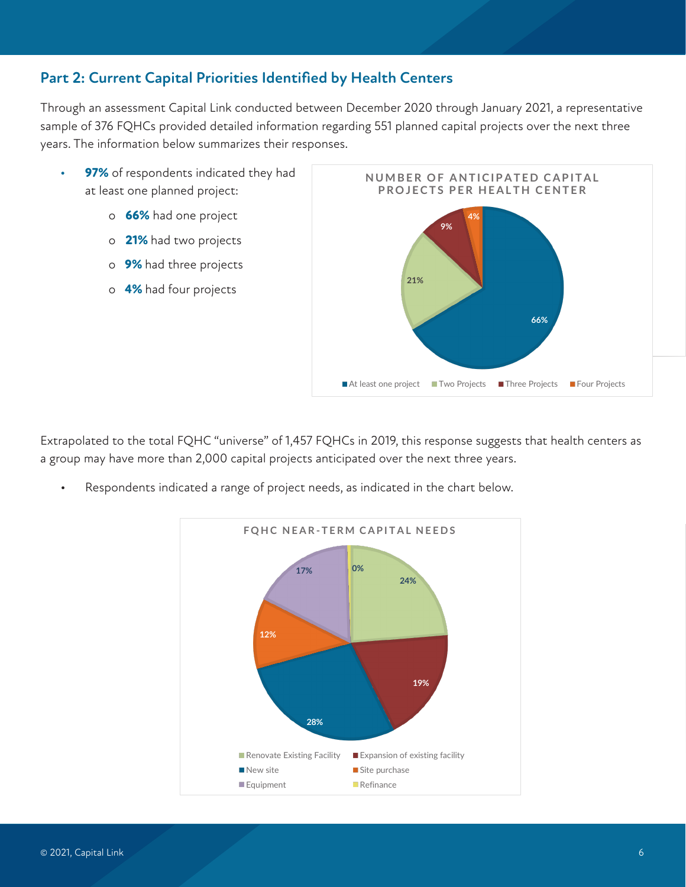## Part 2: Current Capital Priorities Identified by Health Centers

Through an assessment Capital Link conducted between December 2020 through January 2021, a representative sample of 376 FQHCs provided detailed information regarding 551 planned capital projects over the next three years. The information below summarizes their responses.

- **97%** of respondents indicated they had at least one planned project:
  - **66%** had one project
  - **21%** had two projects
  - **9%** had three projects
  - **4%** had four projects

**NUMBER OF ANTICIPATED CAPITAL PROJECTS PER HEALTH CENTER**

| Category | Share |
| --- | --- |
| At least one project | 66% |
| Two Projects | 21% |
| Three Projects | 9% |
| Four Projects | 4% |

Extrapolated to the total FQHC "universe" of 1,457 FQHCs in 2019, this response suggests that health centers as a group may have more than 2,000 capital projects anticipated over the next three years.

- Respondents indicated a range of project needs, as indicated in the chart below.

**FQHC NEAR-TERM CAPITAL NEEDS**

| Category | Share |
| --- | --- |
| Renovate Existing Facility | 24% |
| Expansion of existing facility | 19% |
| New site | 28% |
| Site purchase | 12% |
| Equipment | 17% |
| Refinance | 0% |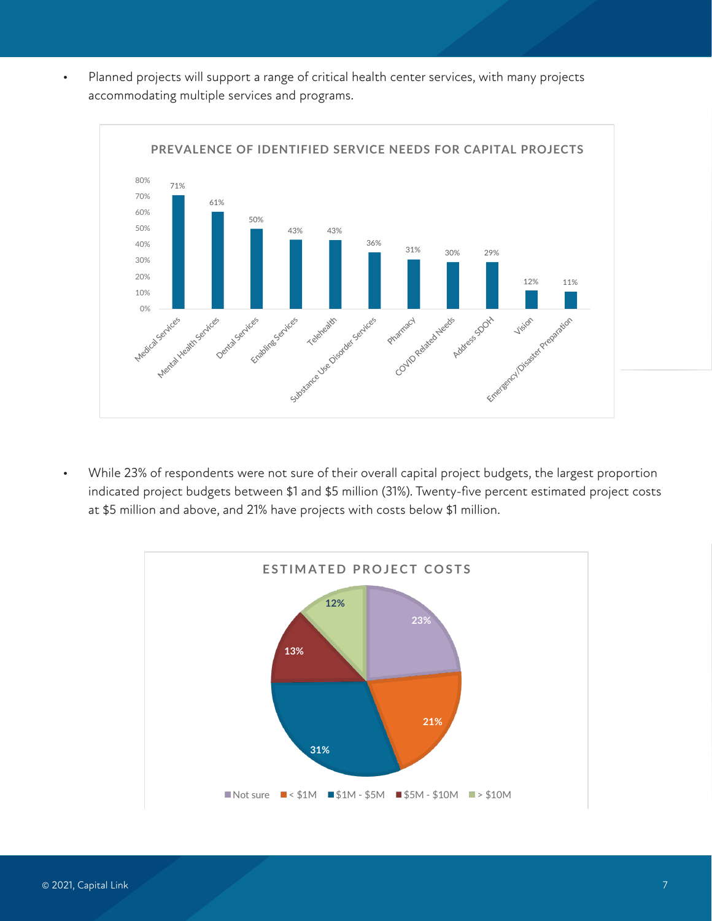- Planned projects will support a range of critical health center services, with many projects accommodating multiple services and programs.

**PREVALENCE OF IDENTIFIED SERVICE NEEDS FOR CAPITAL PROJECTS**

| Service | Percentage |
|---|---|
| Medical Services | 71% |
| Mental Health Services | 61% |
| Dental Services | 50% |
| Enabling Services | 43% |
| Telehealth | 43% |
| Substance Use Disorder Services | 36% |
| Pharmacy | 31% |
| COVID Related Needs | 30% |
| Address SDOH | 29% |
| Vision | 12% |
| Emergency/Disaster Preparation | 11% |

- While 23% of respondents were not sure of their overall capital project budgets, the largest proportion indicated project budgets between $1 and $5 million (31%). Twenty-five percent estimated project costs at $5 million and above, and 21% have projects with costs below $1 million.

**ESTIMATED PROJECT COSTS**

| Category | Percentage |
|---|---|
| Not sure | 23% |
| < $1M | 21% |
| $1M - $5M | 31% |
| $5M - $10M | 13% |
| > $10M | 12% |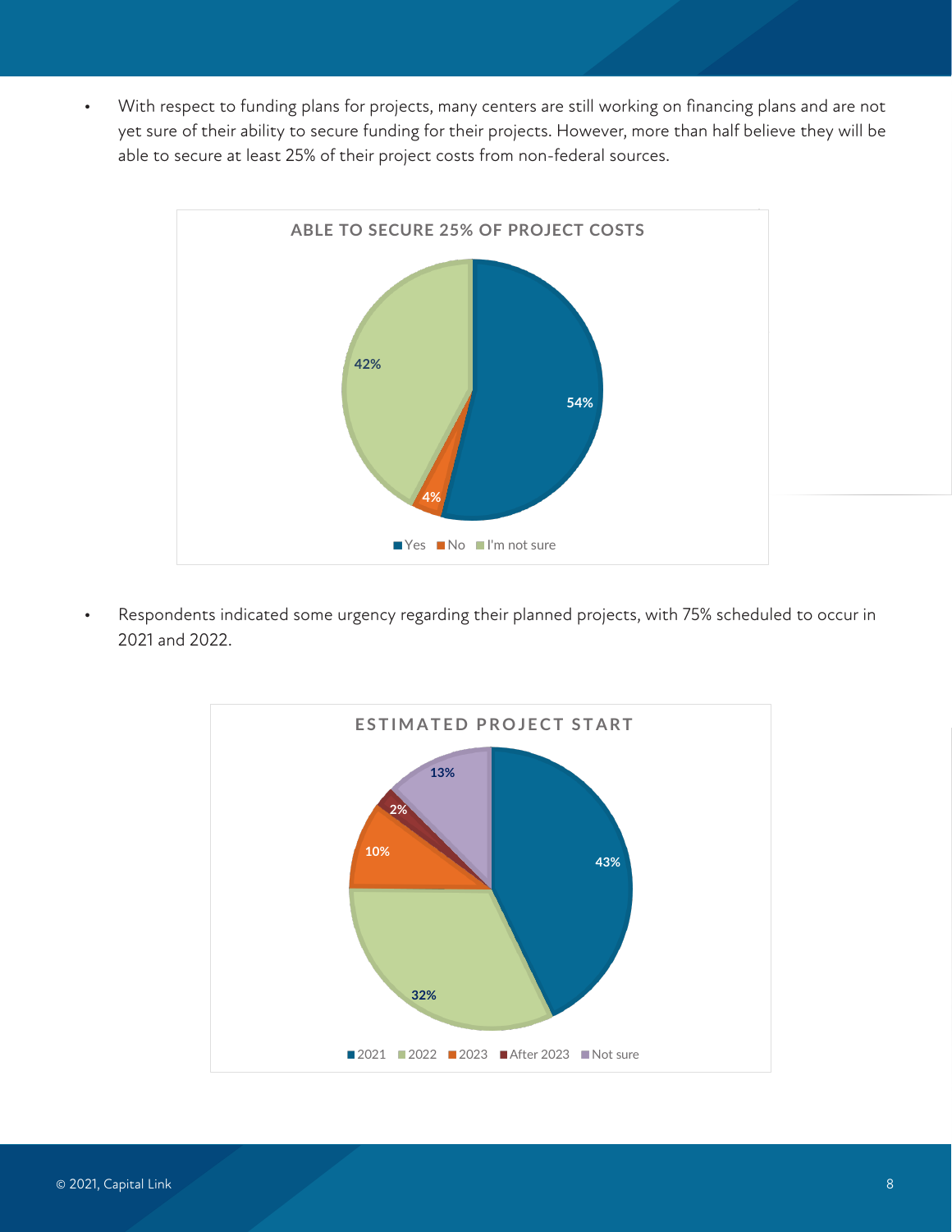- With respect to funding plans for projects, many centers are still working on financing plans and are not yet sure of their ability to secure funding for their projects. However, more than half believe they will be able to secure at least 25% of their project costs from non-federal sources.

**ABLE TO SECURE 25% OF PROJECT COSTS**

| Response | Percent |
|---|---|
| Yes | 54% |
| No | 4% |
| I'm not sure | 42% |

- Respondents indicated some urgency regarding their planned projects, with 75% scheduled to occur in 2021 and 2022.

**ESTIMATED PROJECT START**

| Year | Percent |
|---|---|
| 2021 | 43% |
| 2022 | 32% |
| 2023 | 10% |
| After 2023 | 2% |
| Not sure | 13% |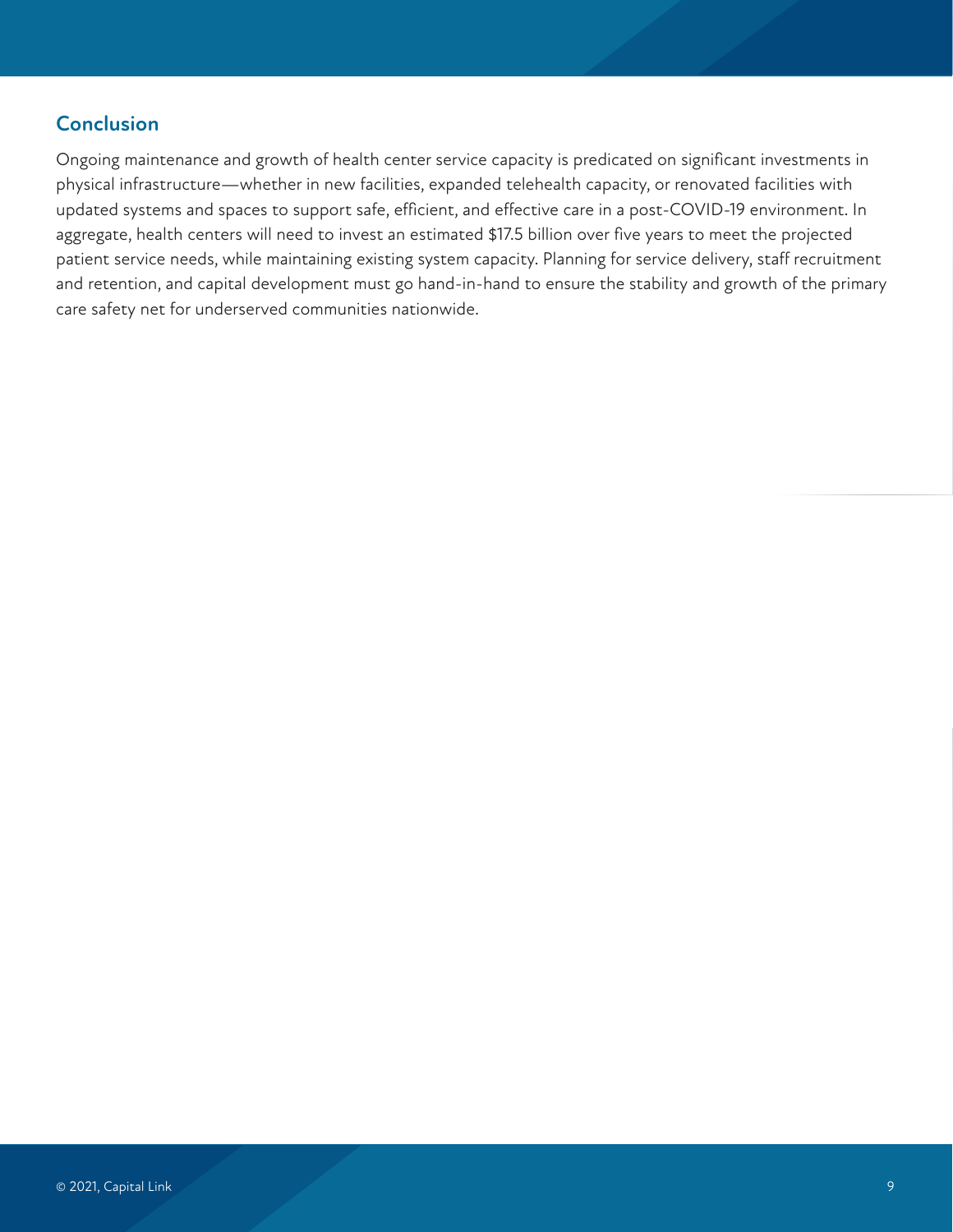## Conclusion

Ongoing maintenance and growth of health center service capacity is predicated on significant investments in physical infrastructure—whether in new facilities, expanded telehealth capacity, or renovated facilities with updated systems and spaces to support safe, efficient, and effective care in a post-COVID-19 environment. In aggregate, health centers will need to invest an estimated $17.5 billion over five years to meet the projected patient service needs, while maintaining existing system capacity. Planning for service delivery, staff recruitment and retention, and capital development must go hand-in-hand to ensure the stability and growth of the primary care safety net for underserved communities nationwide.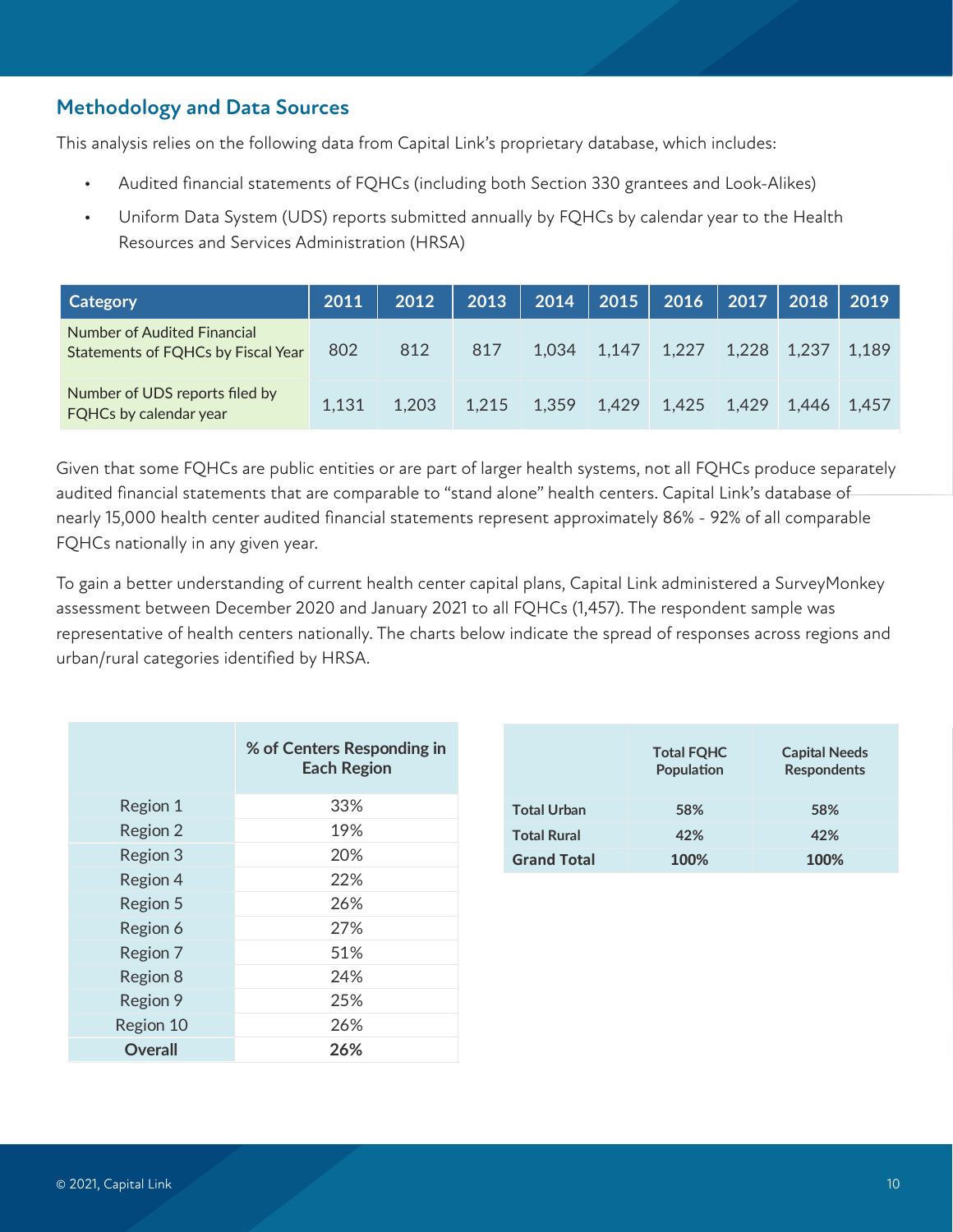## Methodology and Data Sources

This analysis relies on the following data from Capital Link's proprietary database, which includes:

- Audited financial statements of FQHCs (including both Section 330 grantees and Look-Alikes)
- Uniform Data System (UDS) reports submitted annually by FQHCs by calendar year to the Health Resources and Services Administration (HRSA)

| Category | 2011 | 2012 | 2013 | 2014 | 2015 | 2016 | 2017 | 2018 | 2019 |
|---|---|---|---|---|---|---|---|---|---|
| Number of Audited Financial Statements of FQHCs by Fiscal Year | 802 | 812 | 817 | 1,034 | 1,147 | 1,227 | 1,228 | 1,237 | 1,189 |
| Number of UDS reports filed by FQHCs by calendar year | 1,131 | 1,203 | 1,215 | 1,359 | 1,429 | 1,425 | 1,429 | 1,446 | 1,457 |

Given that some FQHCs are public entities or are part of larger health systems, not all FQHCs produce separately audited financial statements that are comparable to "stand alone" health centers. Capital Link's database of nearly 15,000 health center audited financial statements represent approximately 86% - 92% of all comparable FQHCs nationally in any given year.

To gain a better understanding of current health center capital plans, Capital Link administered a SurveyMonkey assessment between December 2020 and January 2021 to all FQHCs (1,457). The respondent sample was representative of health centers nationally. The charts below indicate the spread of responses across regions and urban/rural categories identified by HRSA.

| | % of Centers Responding in Each Region |
|---|---|
| Region 1 | 33% |
| Region 2 | 19% |
| Region 3 | 20% |
| Region 4 | 22% |
| Region 5 | 26% |
| Region 6 | 27% |
| Region 7 | 51% |
| Region 8 | 24% |
| Region 9 | 25% |
| Region 10 | 26% |
| **Overall** | **26%** |

| | Total FQHC Population | Capital Needs Respondents |
|---|---|---|
| **Total Urban** | **58%** | **58%** |
| **Total Rural** | **42%** | **42%** |
| **Grand Total** | **100%** | **100%** |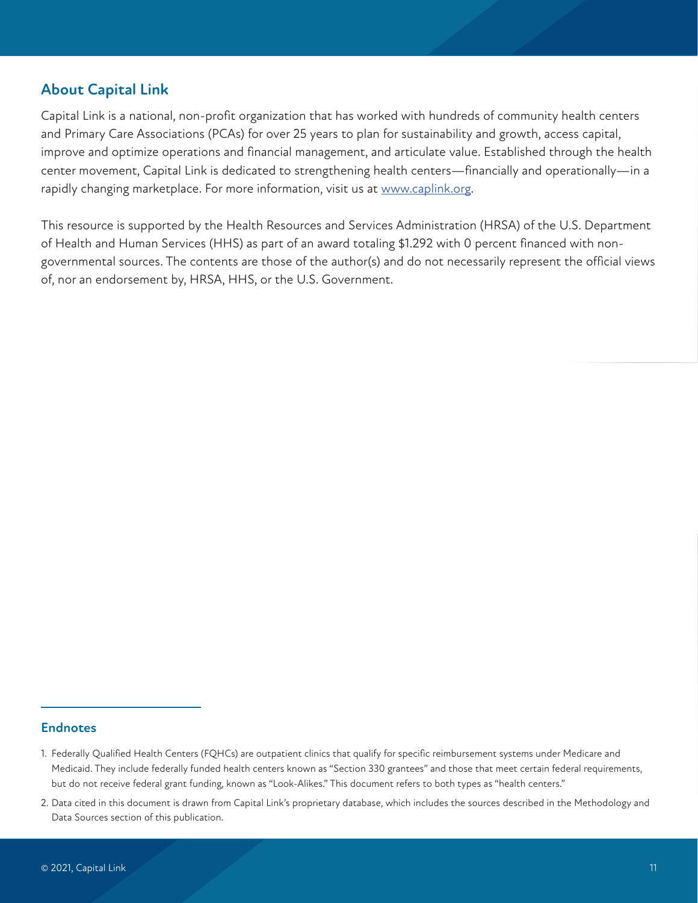## About Capital Link

Capital Link is a national, non-profit organization that has worked with hundreds of community health centers and Primary Care Associations (PCAs) for over 25 years to plan for sustainability and growth, access capital, improve and optimize operations and financial management, and articulate value. Established through the health center movement, Capital Link is dedicated to strengthening health centers—financially and operationally—in a rapidly changing marketplace. For more information, visit us at [www.caplink.org](www.caplink.org).

This resource is supported by the Health Resources and Services Administration (HRSA) of the U.S. Department of Health and Human Services (HHS) as part of an award totaling $1.292 with 0 percent financed with non-governmental sources. The contents are those of the author(s) and do not necessarily represent the official views of, nor an endorsement by, HRSA, HHS, or the U.S. Government.

### Endnotes

1. Federally Qualified Health Centers (FQHCs) are outpatient clinics that qualify for specific reimbursement systems under Medicare and Medicaid. They include federally funded health centers known as "Section 330 grantees" and those that meet certain federal requirements, but do not receive federal grant funding, known as "Look-Alikes." This document refers to both types as "health centers."
2. Data cited in this document is drawn from Capital Link's proprietary database, which includes the sources described in the Methodology and Data Sources section of this publication.

© 2021, Capital Link